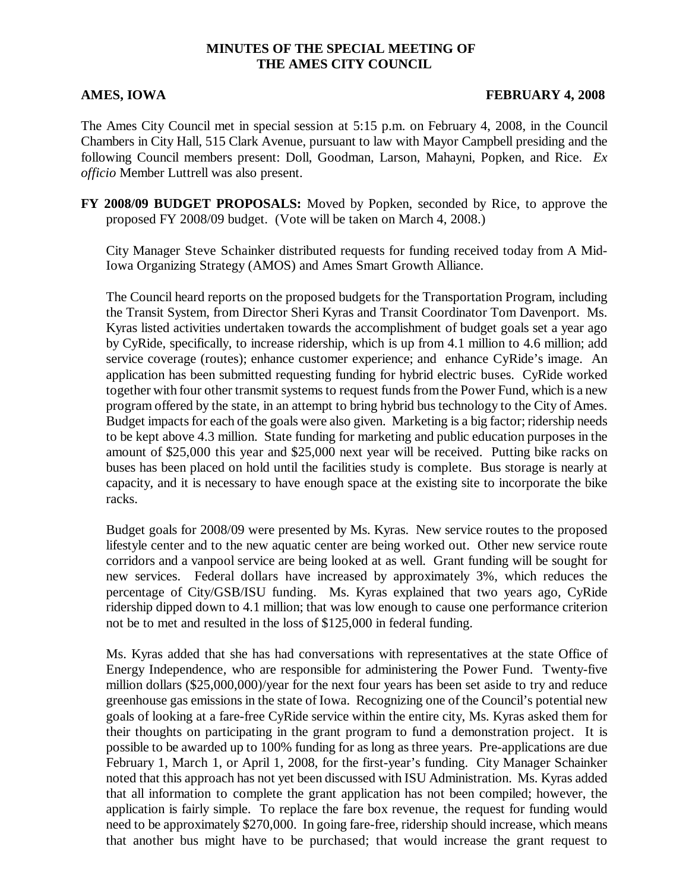**MINUTES OF THE SPECIAL MEETING OF THE AMES CITY COUNCIL**

**AMES, IOWA** **FEBRUARY 4, 2008**

The Ames City Council met in special session at 5:15 p.m. on February 4, 2008, in the Council Chambers in City Hall, 515 Clark Avenue, pursuant to law with Mayor Campbell presiding and the following Council members present: Doll, Goodman, Larson, Mahayni, Popken, and Rice. *Ex officio* Member Luttrell was also present.

**FY 2008/09 BUDGET PROPOSALS:** Moved by Popken, seconded by Rice, to approve the proposed FY 2008/09 budget. (Vote will be taken on March 4, 2008.)

City Manager Steve Schainker distributed requests for funding received today from A Mid-Iowa Organizing Strategy (AMOS) and Ames Smart Growth Alliance.

The Council heard reports on the proposed budgets for the Transportation Program, including the Transit System, from Director Sheri Kyras and Transit Coordinator Tom Davenport. Ms. Kyras listed activities undertaken towards the accomplishment of budget goals set a year ago by CyRide, specifically, to increase ridership, which is up from 4.1 million to 4.6 million; add service coverage (routes); enhance customer experience; and enhance CyRide's image. An application has been submitted requesting funding for hybrid electric buses. CyRide worked together with four other transmit systems to request funds from the Power Fund, which is a new program offered by the state, in an attempt to bring hybrid bus technology to the City of Ames. Budget impacts for each of the goals were also given. Marketing is a big factor; ridership needs to be kept above 4.3 million. State funding for marketing and public education purposes in the amount of $25,000 this year and $25,000 next year will be received. Putting bike racks on buses has been placed on hold until the facilities study is complete. Bus storage is nearly at capacity, and it is necessary to have enough space at the existing site to incorporate the bike racks.

Budget goals for 2008/09 were presented by Ms. Kyras. New service routes to the proposed lifestyle center and to the new aquatic center are being worked out. Other new service route corridors and a vanpool service are being looked at as well. Grant funding will be sought for new services. Federal dollars have increased by approximately 3%, which reduces the percentage of City/GSB/ISU funding. Ms. Kyras explained that two years ago, CyRide ridership dipped down to 4.1 million; that was low enough to cause one performance criterion not be to met and resulted in the loss of $125,000 in federal funding.

Ms. Kyras added that she has had conversations with representatives at the state Office of Energy Independence, who are responsible for administering the Power Fund. Twenty-five million dollars ($25,000,000)/year for the next four years has been set aside to try and reduce greenhouse gas emissions in the state of Iowa. Recognizing one of the Council's potential new goals of looking at a fare-free CyRide service within the entire city, Ms. Kyras asked them for their thoughts on participating in the grant program to fund a demonstration project. It is possible to be awarded up to 100% funding for as long as three years. Pre-applications are due February 1, March 1, or April 1, 2008, for the first-year's funding. City Manager Schainker noted that this approach has not yet been discussed with ISU Administration. Ms. Kyras added that all information to complete the grant application has not been compiled; however, the application is fairly simple. To replace the fare box revenue, the request for funding would need to be approximately $270,000. In going fare-free, ridership should increase, which means that another bus might have to be purchased; that would increase the grant request to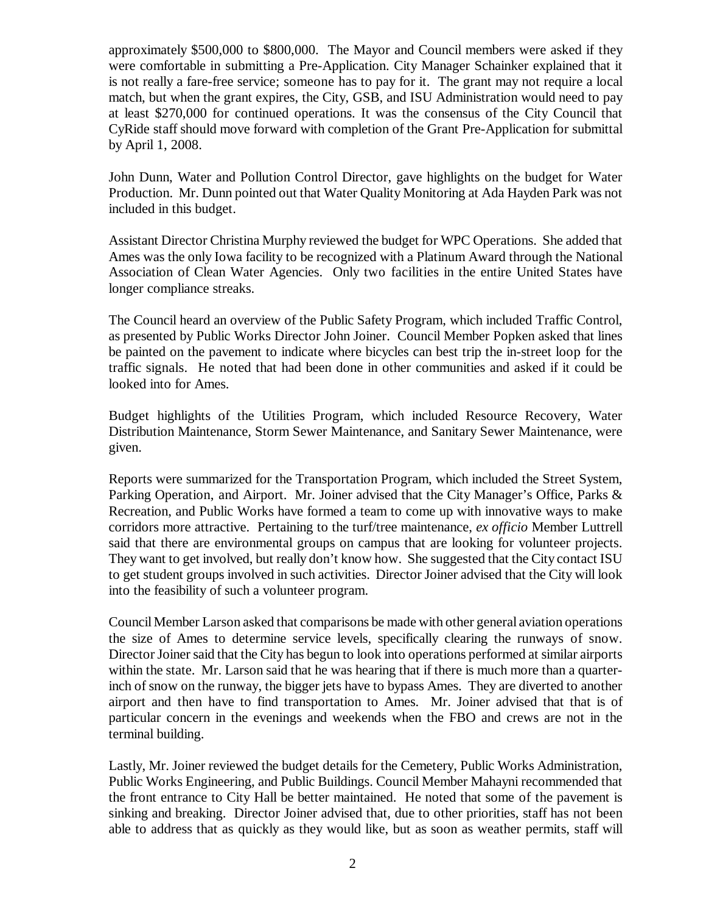approximately \$500,000 to \$800,000. The Mayor and Council members were asked if they were comfortable in submitting a Pre-Application. City Manager Schainker explained that it is not really a fare-free service; someone has to pay for it. The grant may not require a local match, but when the grant expires, the City, GSB, and ISU Administration would need to pay at least \$270,000 for continued operations. It was the consensus of the City Council that CyRide staff should move forward with completion of the Grant Pre-Application for submittal by April 1, 2008.

John Dunn, Water and Pollution Control Director, gave highlights on the budget for Water Production. Mr. Dunn pointed out that Water Quality Monitoring at Ada Hayden Park was not included in this budget.

Assistant Director Christina Murphy reviewed the budget for WPC Operations. She added that Ames was the only Iowa facility to be recognized with a Platinum Award through the National Association of Clean Water Agencies. Only two facilities in the entire United States have longer compliance streaks.

The Council heard an overview of the Public Safety Program, which included Traffic Control, as presented by Public Works Director John Joiner. Council Member Popken asked that lines be painted on the pavement to indicate where bicycles can best trip the in-street loop for the traffic signals. He noted that had been done in other communities and asked if it could be looked into for Ames.

Budget highlights of the Utilities Program, which included Resource Recovery, Water Distribution Maintenance, Storm Sewer Maintenance, and Sanitary Sewer Maintenance, were given.

Reports were summarized for the Transportation Program, which included the Street System, Parking Operation, and Airport. Mr. Joiner advised that the City Manager's Office, Parks & Recreation, and Public Works have formed a team to come up with innovative ways to make corridors more attractive. Pertaining to the turf/tree maintenance, *ex officio* Member Luttrell said that there are environmental groups on campus that are looking for volunteer projects. They want to get involved, but really don't know how. She suggested that the City contact ISU to get student groups involved in such activities. Director Joiner advised that the City will look into the feasibility of such a volunteer program.

Council Member Larson asked that comparisons be made with other general aviation operations the size of Ames to determine service levels, specifically clearing the runways of snow. Director Joiner said that the City has begun to look into operations performed at similar airports within the state. Mr. Larson said that he was hearing that if there is much more than a quarter-inch of snow on the runway, the bigger jets have to bypass Ames. They are diverted to another airport and then have to find transportation to Ames. Mr. Joiner advised that that is of particular concern in the evenings and weekends when the FBO and crews are not in the terminal building.

Lastly, Mr. Joiner reviewed the budget details for the Cemetery, Public Works Administration, Public Works Engineering, and Public Buildings. Council Member Mahayni recommended that the front entrance to City Hall be better maintained. He noted that some of the pavement is sinking and breaking. Director Joiner advised that, due to other priorities, staff has not been able to address that as quickly as they would like, but as soon as weather permits, staff will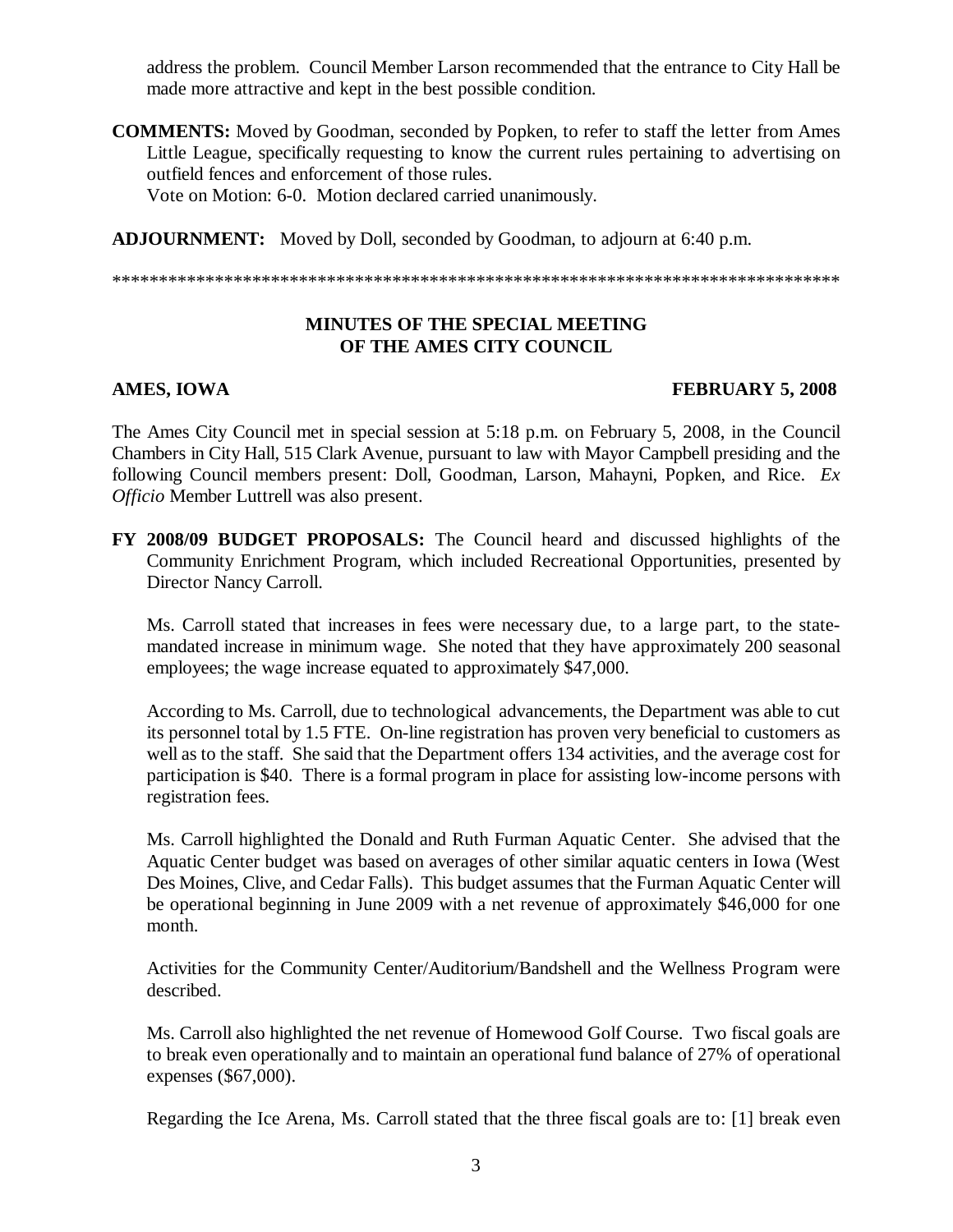address the problem. Council Member Larson recommended that the entrance to City Hall be made more attractive and kept in the best possible condition.

**COMMENTS:** Moved by Goodman, seconded by Popken, to refer to staff the letter from Ames Little League, specifically requesting to know the current rules pertaining to advertising on outfield fences and enforcement of those rules.
Vote on Motion: 6-0. Motion declared carried unanimously.

**ADJOURNMENT:** Moved by Doll, seconded by Goodman, to adjourn at 6:40 p.m.

*********************************************************************************

**MINUTES OF THE SPECIAL MEETING OF THE AMES CITY COUNCIL**

**AMES, IOWA** **FEBRUARY 5, 2008**

The Ames City Council met in special session at 5:18 p.m. on February 5, 2008, in the Council Chambers in City Hall, 515 Clark Avenue, pursuant to law with Mayor Campbell presiding and the following Council members present: Doll, Goodman, Larson, Mahayni, Popken, and Rice. *Ex Officio* Member Luttrell was also present.

**FY 2008/09 BUDGET PROPOSALS:** The Council heard and discussed highlights of the Community Enrichment Program, which included Recreational Opportunities, presented by Director Nancy Carroll.

Ms. Carroll stated that increases in fees were necessary due, to a large part, to the state-mandated increase in minimum wage. She noted that they have approximately 200 seasonal employees; the wage increase equated to approximately $47,000.

According to Ms. Carroll, due to technological advancements, the Department was able to cut its personnel total by 1.5 FTE. On-line registration has proven very beneficial to customers as well as to the staff. She said that the Department offers 134 activities, and the average cost for participation is $40. There is a formal program in place for assisting low-income persons with registration fees.

Ms. Carroll highlighted the Donald and Ruth Furman Aquatic Center. She advised that the Aquatic Center budget was based on averages of other similar aquatic centers in Iowa (West Des Moines, Clive, and Cedar Falls). This budget assumes that the Furman Aquatic Center will be operational beginning in June 2009 with a net revenue of approximately $46,000 for one month.

Activities for the Community Center/Auditorium/Bandshell and the Wellness Program were described.

Ms. Carroll also highlighted the net revenue of Homewood Golf Course. Two fiscal goals are to break even operationally and to maintain an operational fund balance of 27% of operational expenses ($67,000).

Regarding the Ice Arena, Ms. Carroll stated that the three fiscal goals are to: [1] break even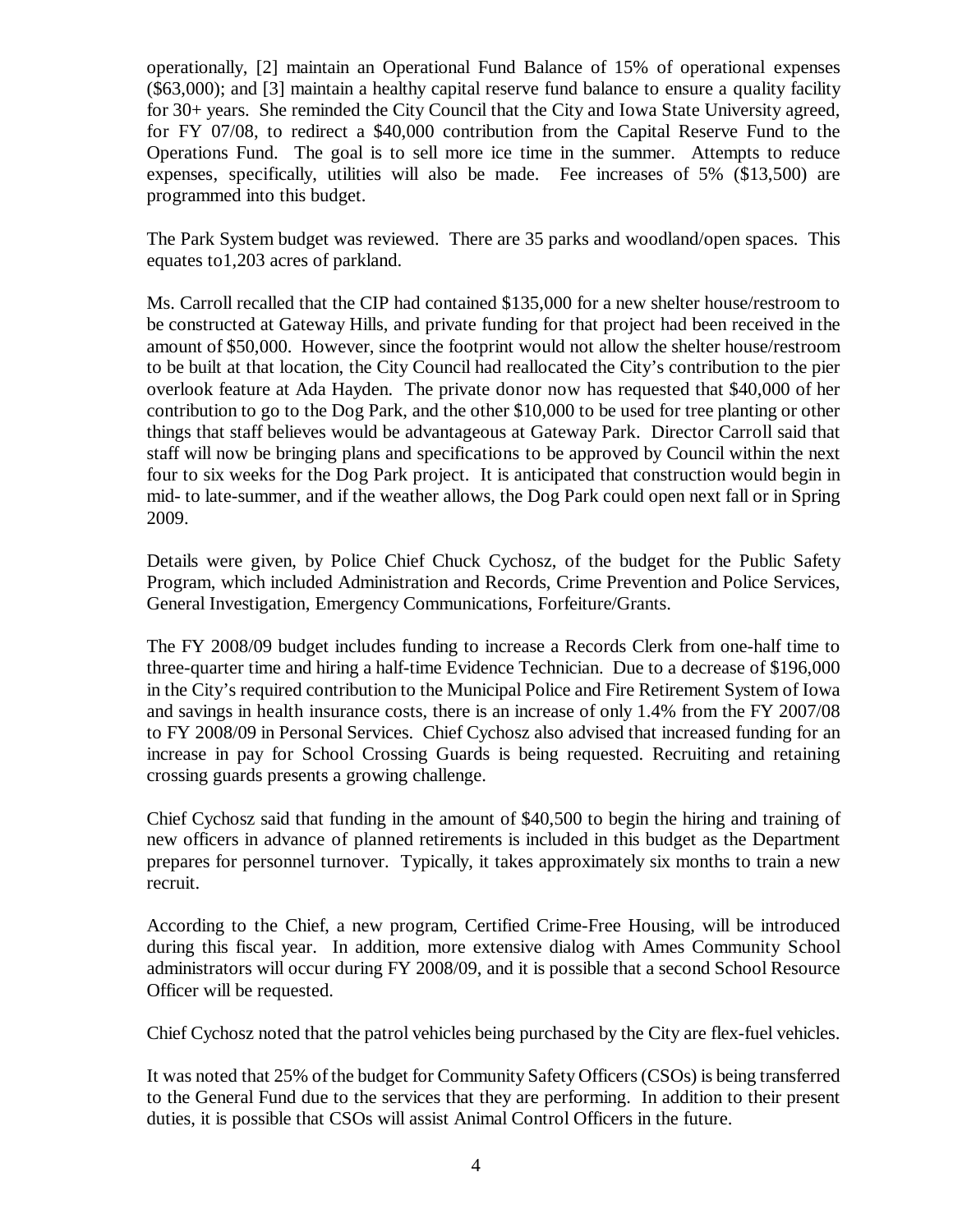operationally, [2] maintain an Operational Fund Balance of 15% of operational expenses ($63,000); and [3] maintain a healthy capital reserve fund balance to ensure a quality facility for 30+ years. She reminded the City Council that the City and Iowa State University agreed, for FY 07/08, to redirect a $40,000 contribution from the Capital Reserve Fund to the Operations Fund. The goal is to sell more ice time in the summer. Attempts to reduce expenses, specifically, utilities will also be made. Fee increases of 5% ($13,500) are programmed into this budget.

The Park System budget was reviewed. There are 35 parks and woodland/open spaces. This equates to1,203 acres of parkland.

Ms. Carroll recalled that the CIP had contained $135,000 for a new shelter house/restroom to be constructed at Gateway Hills, and private funding for that project had been received in the amount of $50,000. However, since the footprint would not allow the shelter house/restroom to be built at that location, the City Council had reallocated the City's contribution to the pier overlook feature at Ada Hayden. The private donor now has requested that $40,000 of her contribution to go to the Dog Park, and the other $10,000 to be used for tree planting or other things that staff believes would be advantageous at Gateway Park. Director Carroll said that staff will now be bringing plans and specifications to be approved by Council within the next four to six weeks for the Dog Park project. It is anticipated that construction would begin in mid- to late-summer, and if the weather allows, the Dog Park could open next fall or in Spring 2009.

Details were given, by Police Chief Chuck Cychosz, of the budget for the Public Safety Program, which included Administration and Records, Crime Prevention and Police Services, General Investigation, Emergency Communications, Forfeiture/Grants.

The FY 2008/09 budget includes funding to increase a Records Clerk from one-half time to three-quarter time and hiring a half-time Evidence Technician. Due to a decrease of $196,000 in the City's required contribution to the Municipal Police and Fire Retirement System of Iowa and savings in health insurance costs, there is an increase of only 1.4% from the FY 2007/08 to FY 2008/09 in Personal Services. Chief Cychosz also advised that increased funding for an increase in pay for School Crossing Guards is being requested. Recruiting and retaining crossing guards presents a growing challenge.

Chief Cychosz said that funding in the amount of $40,500 to begin the hiring and training of new officers in advance of planned retirements is included in this budget as the Department prepares for personnel turnover. Typically, it takes approximately six months to train a new recruit.

According to the Chief, a new program, Certified Crime-Free Housing, will be introduced during this fiscal year. In addition, more extensive dialog with Ames Community School administrators will occur during FY 2008/09, and it is possible that a second School Resource Officer will be requested.

Chief Cychosz noted that the patrol vehicles being purchased by the City are flex-fuel vehicles.

It was noted that 25% of the budget for Community Safety Officers (CSOs) is being transferred to the General Fund due to the services that they are performing. In addition to their present duties, it is possible that CSOs will assist Animal Control Officers in the future.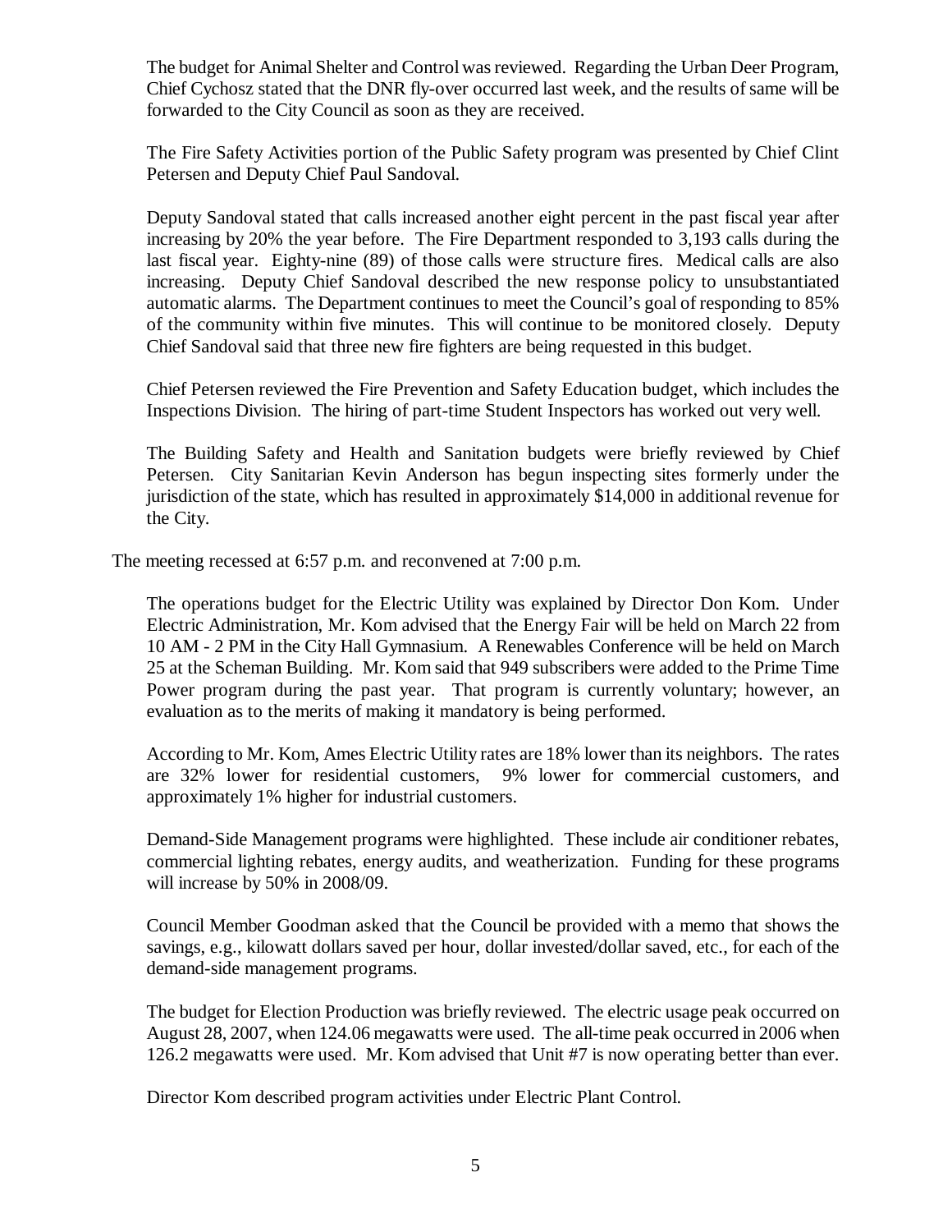The budget for Animal Shelter and Control was reviewed. Regarding the Urban Deer Program, Chief Cychosz stated that the DNR fly-over occurred last week, and the results of same will be forwarded to the City Council as soon as they are received.

The Fire Safety Activities portion of the Public Safety program was presented by Chief Clint Petersen and Deputy Chief Paul Sandoval.

Deputy Sandoval stated that calls increased another eight percent in the past fiscal year after increasing by 20% the year before. The Fire Department responded to 3,193 calls during the last fiscal year. Eighty-nine (89) of those calls were structure fires. Medical calls are also increasing. Deputy Chief Sandoval described the new response policy to unsubstantiated automatic alarms. The Department continues to meet the Council's goal of responding to 85% of the community within five minutes. This will continue to be monitored closely. Deputy Chief Sandoval said that three new fire fighters are being requested in this budget.

Chief Petersen reviewed the Fire Prevention and Safety Education budget, which includes the Inspections Division. The hiring of part-time Student Inspectors has worked out very well.

The Building Safety and Health and Sanitation budgets were briefly reviewed by Chief Petersen. City Sanitarian Kevin Anderson has begun inspecting sites formerly under the jurisdiction of the state, which has resulted in approximately $14,000 in additional revenue for the City.

The meeting recessed at 6:57 p.m. and reconvened at 7:00 p.m.

The operations budget for the Electric Utility was explained by Director Don Kom. Under Electric Administration, Mr. Kom advised that the Energy Fair will be held on March 22 from 10 AM - 2 PM in the City Hall Gymnasium. A Renewables Conference will be held on March 25 at the Scheman Building. Mr. Kom said that 949 subscribers were added to the Prime Time Power program during the past year. That program is currently voluntary; however, an evaluation as to the merits of making it mandatory is being performed.

According to Mr. Kom, Ames Electric Utility rates are 18% lower than its neighbors. The rates are 32% lower for residential customers, 9% lower for commercial customers, and approximately 1% higher for industrial customers.

Demand-Side Management programs were highlighted. These include air conditioner rebates, commercial lighting rebates, energy audits, and weatherization. Funding for these programs will increase by 50% in 2008/09.

Council Member Goodman asked that the Council be provided with a memo that shows the savings, e.g., kilowatt dollars saved per hour, dollar invested/dollar saved, etc., for each of the demand-side management programs.

The budget for Election Production was briefly reviewed. The electric usage peak occurred on August 28, 2007, when 124.06 megawatts were used. The all-time peak occurred in 2006 when 126.2 megawatts were used. Mr. Kom advised that Unit #7 is now operating better than ever.

Director Kom described program activities under Electric Plant Control.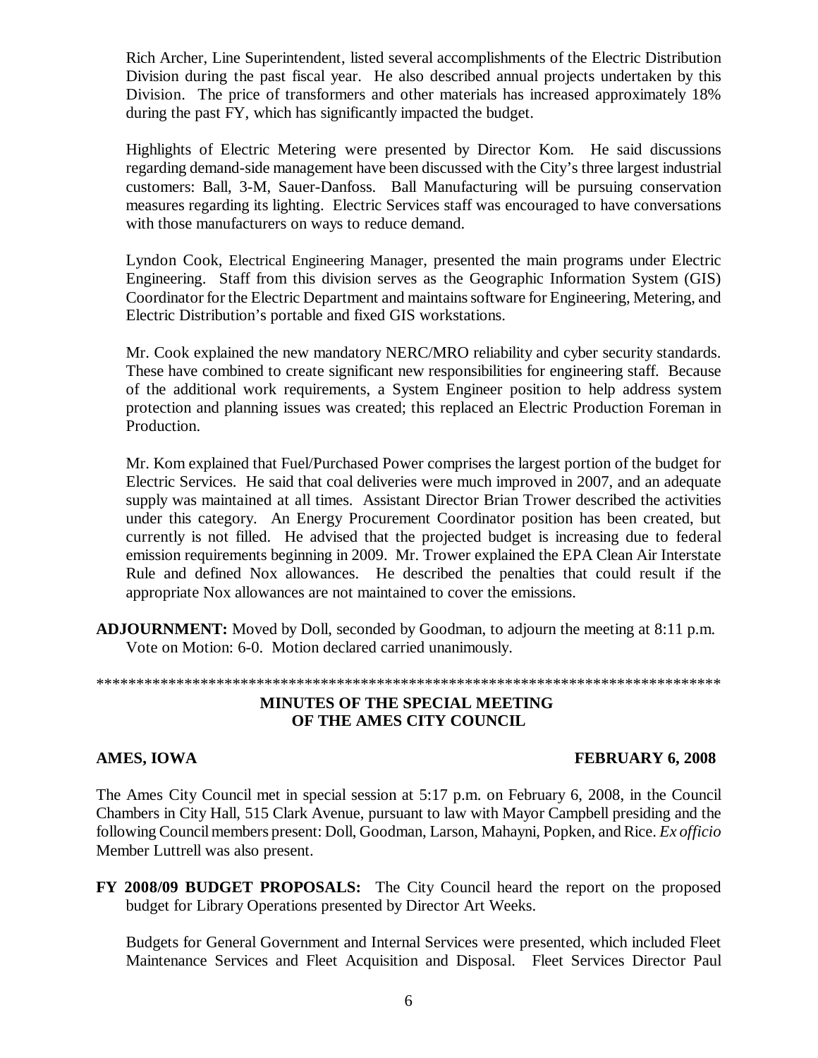Rich Archer, Line Superintendent, listed several accomplishments of the Electric Distribution Division during the past fiscal year. He also described annual projects undertaken by this Division. The price of transformers and other materials has increased approximately 18% during the past FY, which has significantly impacted the budget.

Highlights of Electric Metering were presented by Director Kom. He said discussions regarding demand-side management have been discussed with the City's three largest industrial customers: Ball, 3-M, Sauer-Danfoss. Ball Manufacturing will be pursuing conservation measures regarding its lighting. Electric Services staff was encouraged to have conversations with those manufacturers on ways to reduce demand.

Lyndon Cook, Electrical Engineering Manager, presented the main programs under Electric Engineering. Staff from this division serves as the Geographic Information System (GIS) Coordinator for the Electric Department and maintains software for Engineering, Metering, and Electric Distribution's portable and fixed GIS workstations.

Mr. Cook explained the new mandatory NERC/MRO reliability and cyber security standards. These have combined to create significant new responsibilities for engineering staff. Because of the additional work requirements, a System Engineer position to help address system protection and planning issues was created; this replaced an Electric Production Foreman in Production.

Mr. Kom explained that Fuel/Purchased Power comprises the largest portion of the budget for Electric Services. He said that coal deliveries were much improved in 2007, and an adequate supply was maintained at all times. Assistant Director Brian Trower described the activities under this category. An Energy Procurement Coordinator position has been created, but currently is not filled. He advised that the projected budget is increasing due to federal emission requirements beginning in 2009. Mr. Trower explained the EPA Clean Air Interstate Rule and defined Nox allowances. He described the penalties that could result if the appropriate Nox allowances are not maintained to cover the emissions.

**ADJOURNMENT:** Moved by Doll, seconded by Goodman, to adjourn the meeting at 8:11 p.m. Vote on Motion: 6-0. Motion declared carried unanimously.

**********************************************************************************

## MINUTES OF THE SPECIAL MEETING OF THE AMES CITY COUNCIL

**AMES, IOWA** **FEBRUARY 6, 2008**

The Ames City Council met in special session at 5:17 p.m. on February 6, 2008, in the Council Chambers in City Hall, 515 Clark Avenue, pursuant to law with Mayor Campbell presiding and the following Council members present: Doll, Goodman, Larson, Mahayni, Popken, and Rice. *Ex officio* Member Luttrell was also present.

**FY 2008/09 BUDGET PROPOSALS:** The City Council heard the report on the proposed budget for Library Operations presented by Director Art Weeks.

Budgets for General Government and Internal Services were presented, which included Fleet Maintenance Services and Fleet Acquisition and Disposal. Fleet Services Director Paul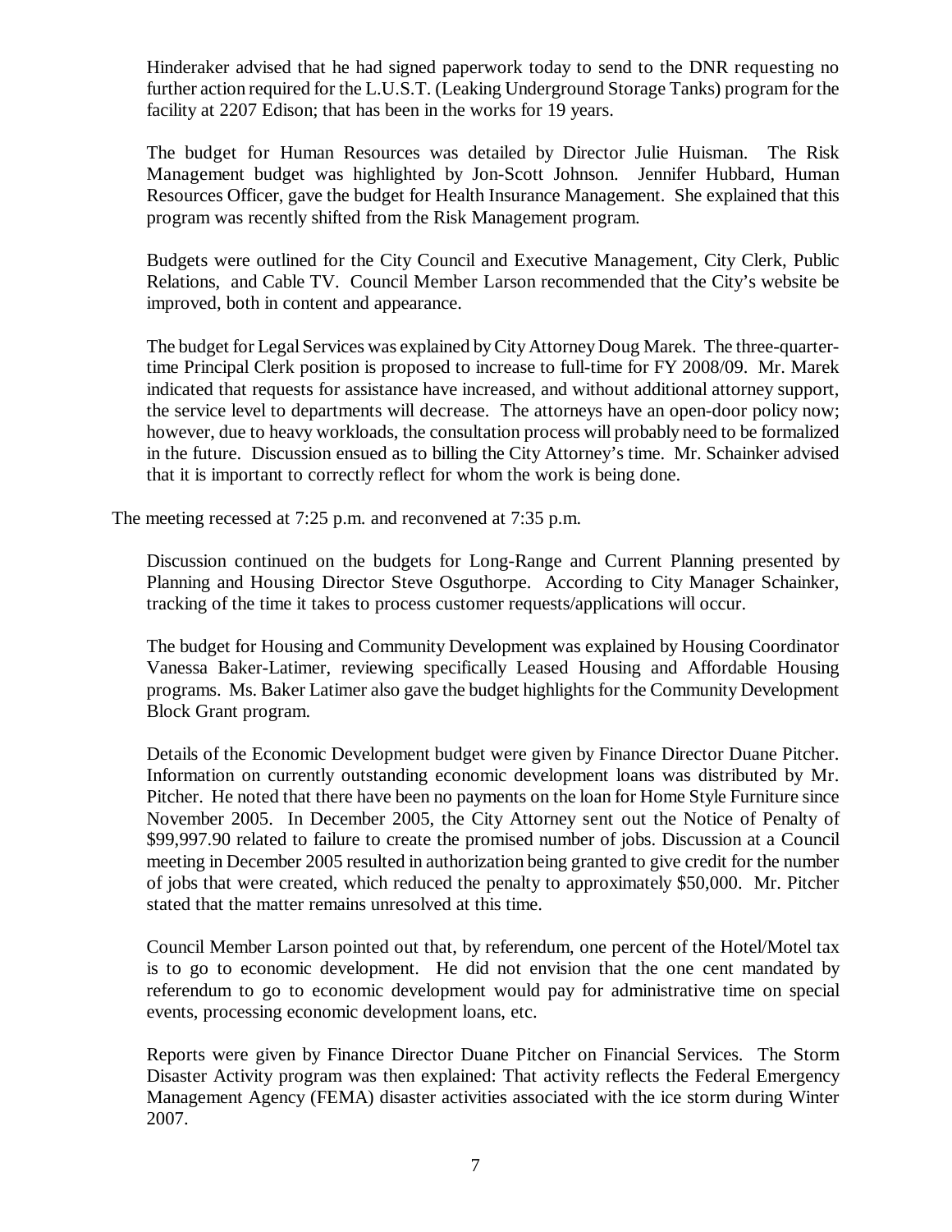Hinderaker advised that he had signed paperwork today to send to the DNR requesting no further action required for the L.U.S.T. (Leaking Underground Storage Tanks) program for the facility at 2207 Edison; that has been in the works for 19 years.

The budget for Human Resources was detailed by Director Julie Huisman. The Risk Management budget was highlighted by Jon-Scott Johnson. Jennifer Hubbard, Human Resources Officer, gave the budget for Health Insurance Management. She explained that this program was recently shifted from the Risk Management program.

Budgets were outlined for the City Council and Executive Management, City Clerk, Public Relations, and Cable TV. Council Member Larson recommended that the City's website be improved, both in content and appearance.

The budget for Legal Services was explained by City Attorney Doug Marek. The three-quarter-time Principal Clerk position is proposed to increase to full-time for FY 2008/09. Mr. Marek indicated that requests for assistance have increased, and without additional attorney support, the service level to departments will decrease. The attorneys have an open-door policy now; however, due to heavy workloads, the consultation process will probably need to be formalized in the future. Discussion ensued as to billing the City Attorney's time. Mr. Schainker advised that it is important to correctly reflect for whom the work is being done.

The meeting recessed at 7:25 p.m. and reconvened at 7:35 p.m.

Discussion continued on the budgets for Long-Range and Current Planning presented by Planning and Housing Director Steve Osguthorpe. According to City Manager Schainker, tracking of the time it takes to process customer requests/applications will occur.

The budget for Housing and Community Development was explained by Housing Coordinator Vanessa Baker-Latimer, reviewing specifically Leased Housing and Affordable Housing programs. Ms. Baker Latimer also gave the budget highlights for the Community Development Block Grant program.

Details of the Economic Development budget were given by Finance Director Duane Pitcher. Information on currently outstanding economic development loans was distributed by Mr. Pitcher. He noted that there have been no payments on the loan for Home Style Furniture since November 2005. In December 2005, the City Attorney sent out the Notice of Penalty of $99,997.90 related to failure to create the promised number of jobs. Discussion at a Council meeting in December 2005 resulted in authorization being granted to give credit for the number of jobs that were created, which reduced the penalty to approximately $50,000. Mr. Pitcher stated that the matter remains unresolved at this time.

Council Member Larson pointed out that, by referendum, one percent of the Hotel/Motel tax is to go to economic development. He did not envision that the one cent mandated by referendum to go to economic development would pay for administrative time on special events, processing economic development loans, etc.

Reports were given by Finance Director Duane Pitcher on Financial Services. The Storm Disaster Activity program was then explained: That activity reflects the Federal Emergency Management Agency (FEMA) disaster activities associated with the ice storm during Winter 2007.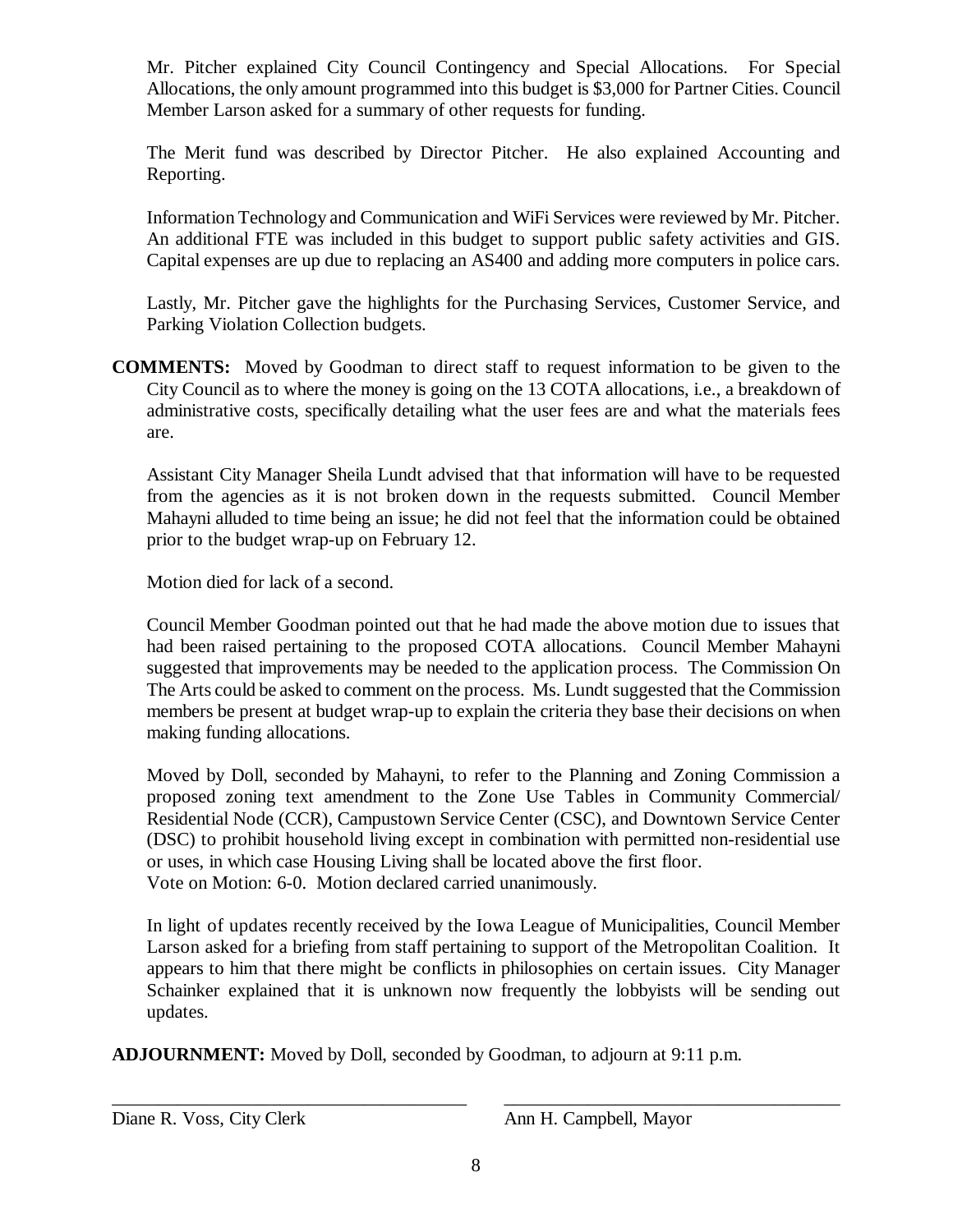Mr. Pitcher explained City Council Contingency and Special Allocations. For Special Allocations, the only amount programmed into this budget is $3,000 for Partner Cities. Council Member Larson asked for a summary of other requests for funding.

The Merit fund was described by Director Pitcher. He also explained Accounting and Reporting.

Information Technology and Communication and WiFi Services were reviewed by Mr. Pitcher. An additional FTE was included in this budget to support public safety activities and GIS. Capital expenses are up due to replacing an AS400 and adding more computers in police cars.

Lastly, Mr. Pitcher gave the highlights for the Purchasing Services, Customer Service, and Parking Violation Collection budgets.

**COMMENTS:** Moved by Goodman to direct staff to request information to be given to the City Council as to where the money is going on the 13 COTA allocations, i.e., a breakdown of administrative costs, specifically detailing what the user fees are and what the materials fees are.

Assistant City Manager Sheila Lundt advised that that information will have to be requested from the agencies as it is not broken down in the requests submitted. Council Member Mahayni alluded to time being an issue; he did not feel that the information could be obtained prior to the budget wrap-up on February 12.

Motion died for lack of a second.

Council Member Goodman pointed out that he had made the above motion due to issues that had been raised pertaining to the proposed COTA allocations. Council Member Mahayni suggested that improvements may be needed to the application process. The Commission On The Arts could be asked to comment on the process. Ms. Lundt suggested that the Commission members be present at budget wrap-up to explain the criteria they base their decisions on when making funding allocations.

Moved by Doll, seconded by Mahayni, to refer to the Planning and Zoning Commission a proposed zoning text amendment to the Zone Use Tables in Community Commercial/ Residential Node (CCR), Campustown Service Center (CSC), and Downtown Service Center (DSC) to prohibit household living except in combination with permitted non-residential use or uses, in which case Housing Living shall be located above the first floor.
Vote on Motion: 6-0. Motion declared carried unanimously.

In light of updates recently received by the Iowa League of Municipalities, Council Member Larson asked for a briefing from staff pertaining to support of the Metropolitan Coalition. It appears to him that there might be conflicts in philosophies on certain issues. City Manager Schainker explained that it is unknown now frequently the lobbyists will be sending out updates.

**ADJOURNMENT:** Moved by Doll, seconded by Goodman, to adjourn at 9:11 p.m.

\_\_\_\_\_\_\_\_\_\_\_\_\_\_\_\_\_\_\_\_\_\_\_\_\_\_\_\_\_\_\_\_\_\_\_\_\_\_\_\_ \_\_\_\_\_\_\_\_\_\_\_\_\_\_\_\_\_\_\_\_\_\_\_\_\_\_\_\_\_\_\_\_\_\_\_\_\_\_\_\_

Diane R. Voss, City Clerk Ann H. Campbell, Mayor